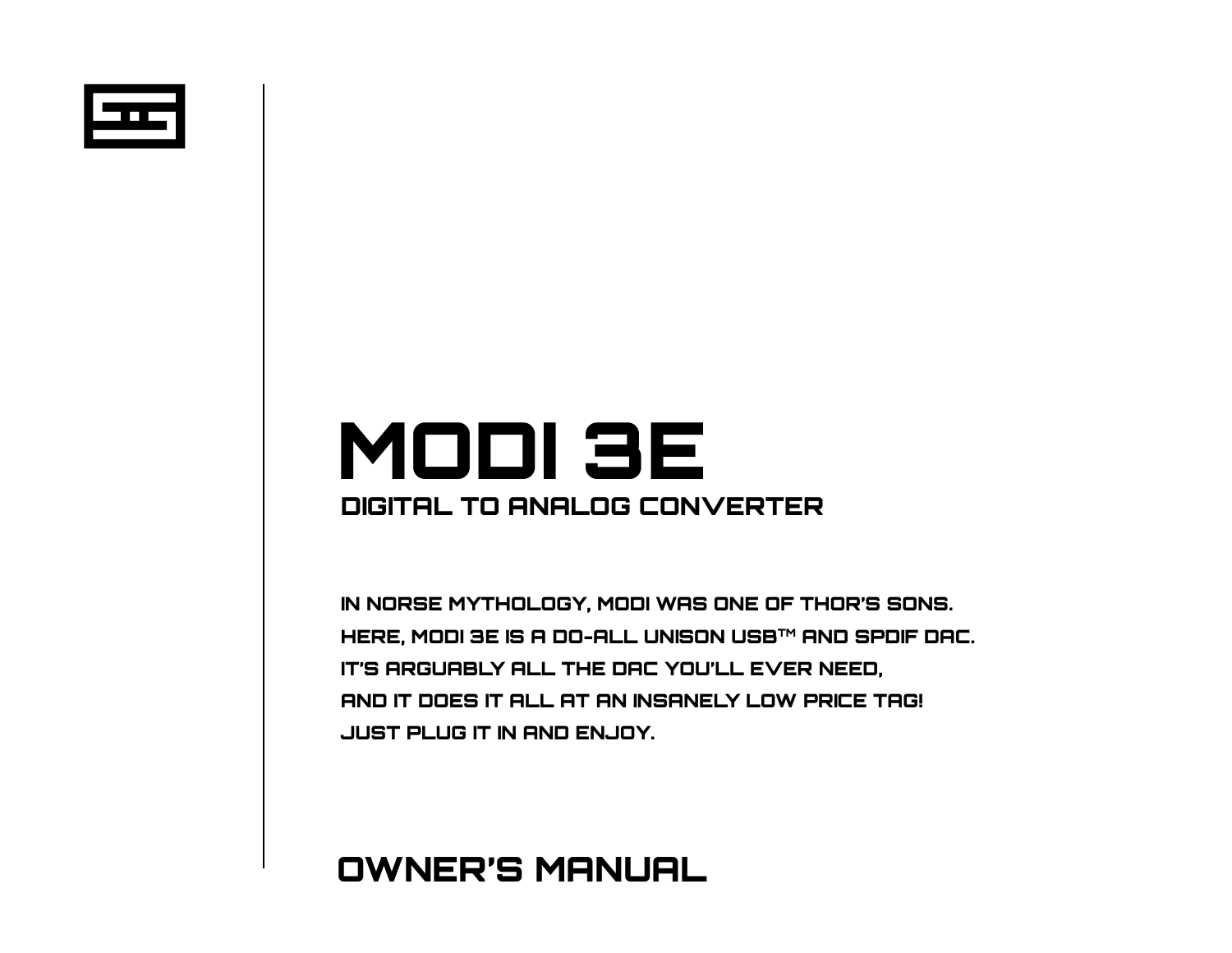# MODI 3E

## DIGITAL TO ANALOG CONVERTER

IN NORSE MYTHOLOGY, MODI WAS ONE OF THOR'S SONS.
HERE, MODI 3E IS A DO-ALL UNISON USB™ AND SPDIF DAC.
IT'S ARGUABLY ALL THE DAC YOU'LL EVER NEED,
AND IT DOES IT ALL AT AN INSANELY LOW PRICE TAG!
JUST PLUG IT IN AND ENJOY.

## OWNER'S MANUAL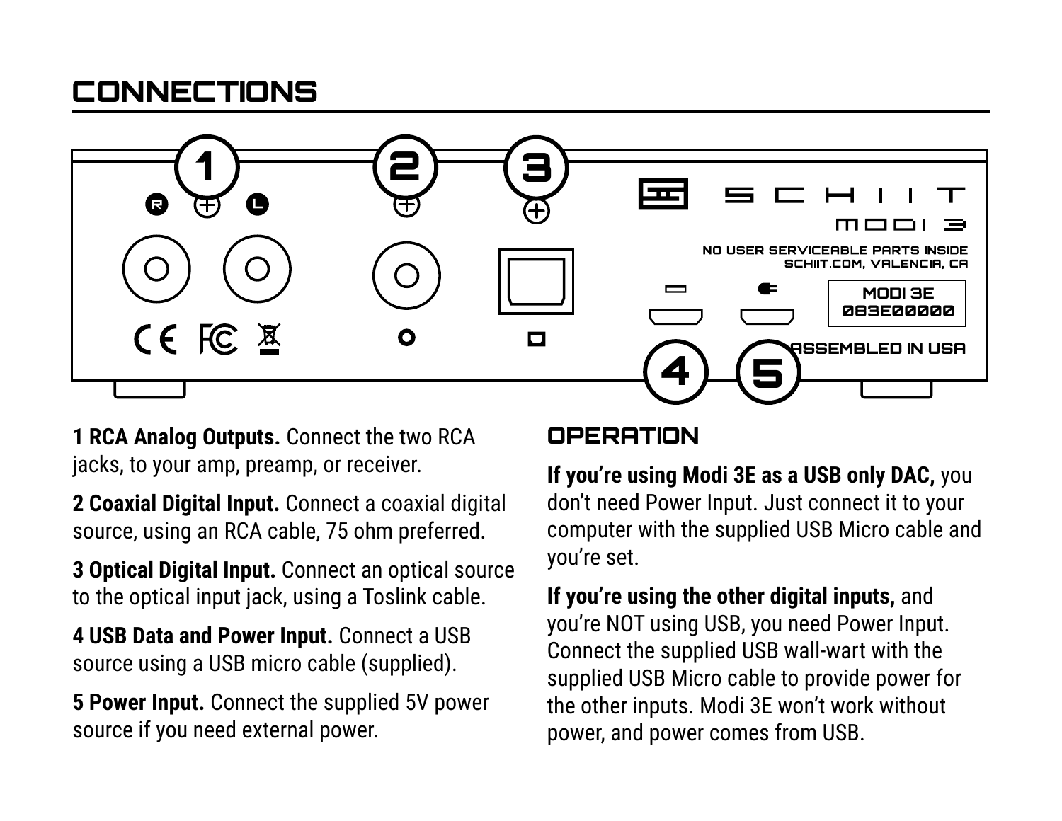## CONNECTIONS

**1 RCA Analog Outputs.** Connect the two RCA jacks, to your amp, preamp, or receiver.

**2 Coaxial Digital Input.** Connect a coaxial digital source, using an RCA cable, 75 ohm preferred.

**3 Optical Digital Input.** Connect an optical source to the optical input jack, using a Toslink cable.

**4 USB Data and Power Input.** Connect a USB source using a USB micro cable (supplied).

**5 Power Input.** Connect the supplied 5V power source if you need external power.

## OPERATION

**If you're using Modi 3E as a USB only DAC,** you don't need Power Input. Just connect it to your computer with the supplied USB Micro cable and you're set.

**If you're using the other digital inputs,** and you're NOT using USB, you need Power Input. Connect the supplied USB wall-wart with the supplied USB Micro cable to provide power for the other inputs. Modi 3E won't work without power, and power comes from USB.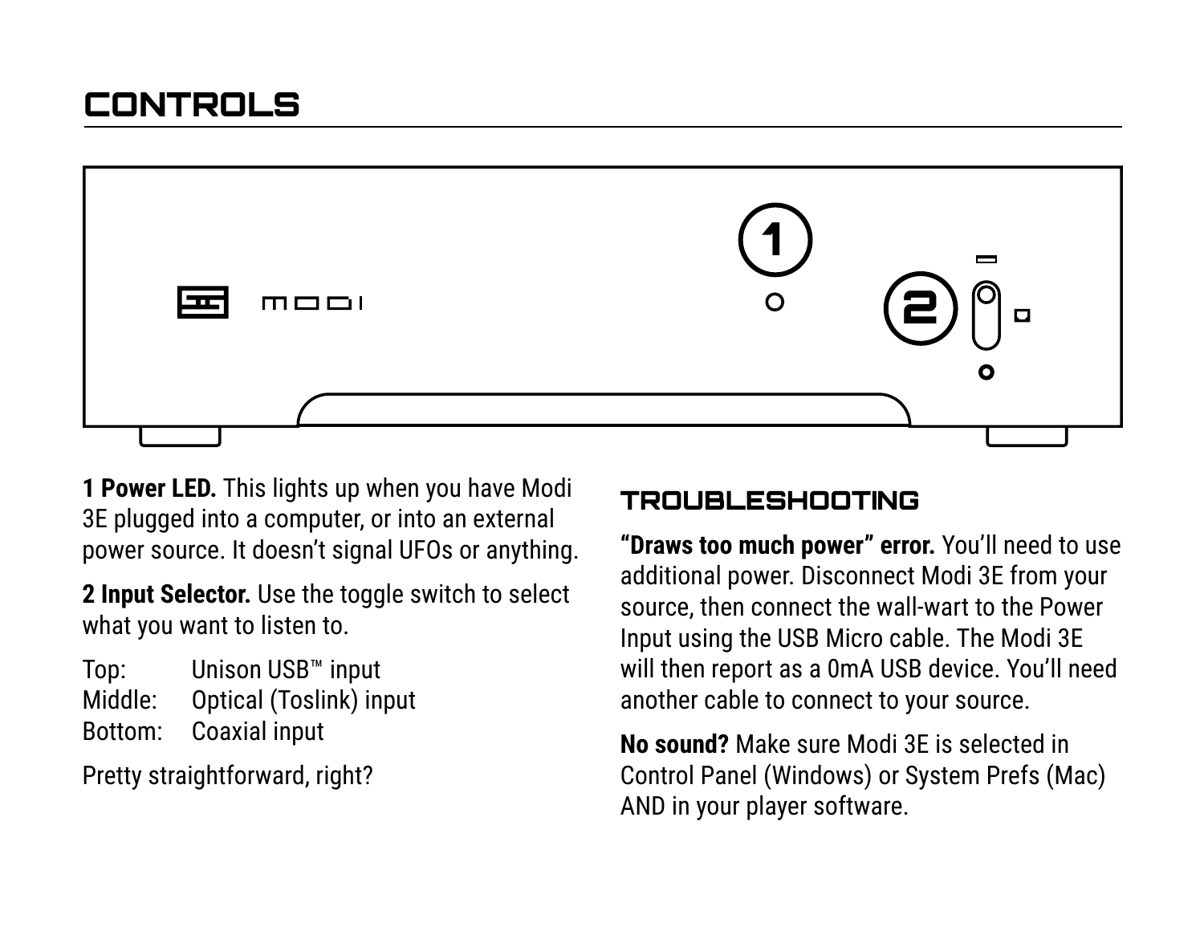## CONTROLS

**1 Power LED.** This lights up when you have Modi 3E plugged into a computer, or into an external power source. It doesn't signal UFOs or anything.

**2 Input Selector.** Use the toggle switch to select what you want to listen to.

Top: Unison USB™ input
Middle: Optical (Toslink) input
Bottom: Coaxial input

Pretty straightforward, right?

## TROUBLESHOOTING

**"Draws too much power" error.** You'll need to use additional power. Disconnect Modi 3E from your source, then connect the wall-wart to the Power Input using the USB Micro cable. The Modi 3E will then report as a 0mA USB device. You'll need another cable to connect to your source.

**No sound?** Make sure Modi 3E is selected in Control Panel (Windows) or System Prefs (Mac) AND in your player software.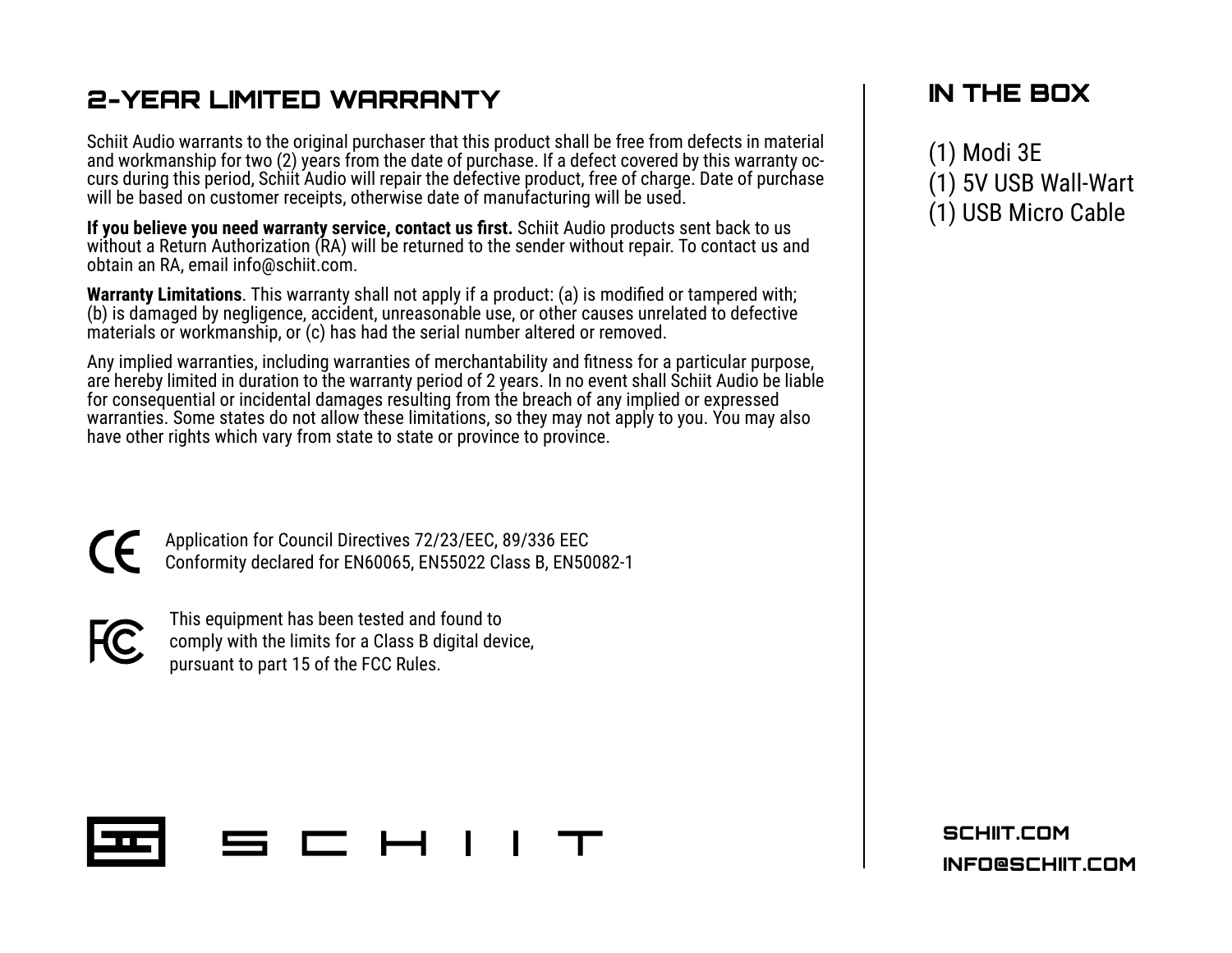## 2-YEAR LIMITED WARRANTY

Schiit Audio warrants to the original purchaser that this product shall be free from defects in material and workmanship for two (2) years from the date of purchase. If a defect covered by this warranty occurs during this period, Schiit Audio will repair the defective product, free of charge. Date of purchase will be based on customer receipts, otherwise date of manufacturing will be used.

**If you believe you need warranty service, contact us first.** Schiit Audio products sent back to us without a Return Authorization (RA) will be returned to the sender without repair. To contact us and obtain an RA, email info@schiit.com.

**Warranty Limitations**. This warranty shall not apply if a product: (a) is modified or tampered with; (b) is damaged by negligence, accident, unreasonable use, or other causes unrelated to defective materials or workmanship, or (c) has had the serial number altered or removed.

Any implied warranties, including warranties of merchantability and fitness for a particular purpose, are hereby limited in duration to the warranty period of 2 years. In no event shall Schiit Audio be liable for consequential or incidental damages resulting from the breach of any implied or expressed warranties. Some states do not allow these limitations, so they may not apply to you. You may also have other rights which vary from state to state or province to province.

CE

Application for Council Directives 72/23/EEC, 89/336 EEC
Conformity declared for EN60065, EN55022 Class B, EN50082-1

FC

This equipment has been tested and found to comply with the limits for a Class B digital device, pursuant to part 15 of the FCC Rules.

SCHIIT

## IN THE BOX

(1) Modi 3E
(1) 5V USB Wall-Wart
(1) USB Micro Cable

SCHIIT.COM
INFO@SCHIIT.COM